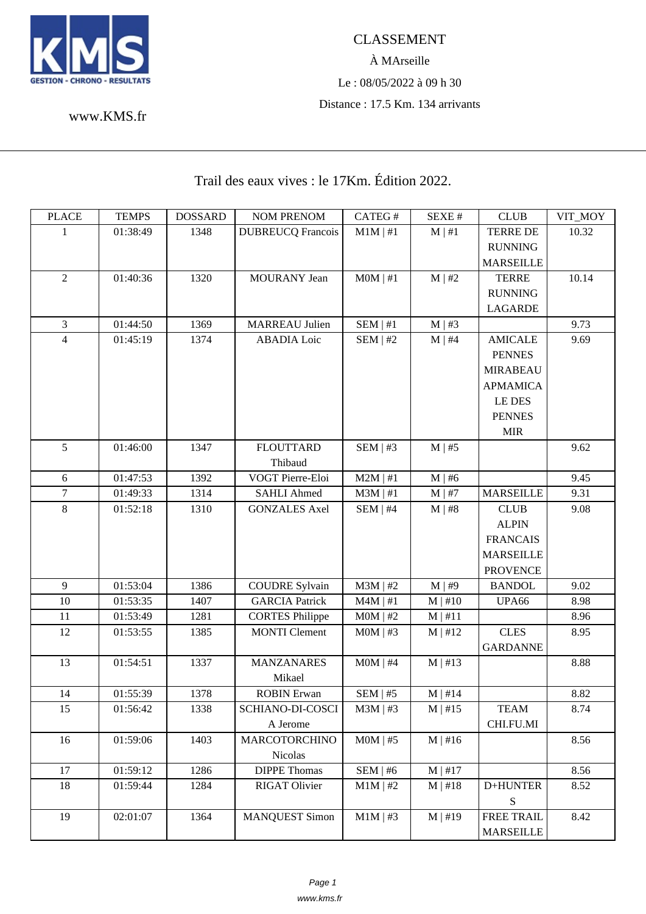KMS GESTION - CHRONO - RESULTATS

www.KMS.fr

CLASSEMENT

À MArseille

Le : 08/05/2022 à 09 h 30

Distance : 17.5 Km. 134 arrivants

## Trail des eaux vives : le 17Km. Édition 2022.

| PLACE | TEMPS | DOSSARD | NOM PRENOM | CATEG # | SEXE # | CLUB | VIT_MOY |
|---|---|---|---|---|---|---|---|
| 1 | 01:38:49 | 1348 | DUBREUCQ Francois | M1M \| #1 | M \| #1 | TERRE DE RUNNING MARSEILLE | 10.32 |
| 2 | 01:40:36 | 1320 | MOURANY Jean | M0M \| #1 | M \| #2 | TERRE RUNNING LAGARDE | 10.14 |
| 3 | 01:44:50 | 1369 | MARREAU Julien | SEM \| #1 | M \| #3 | | 9.73 |
| 4 | 01:45:19 | 1374 | ABADIA Loic | SEM \| #2 | M \| #4 | AMICALE PENNES MIRABEAU APMAMICA LE DES PENNES MIR | 9.69 |
| 5 | 01:46:00 | 1347 | FLOUTTARD Thibaud | SEM \| #3 | M \| #5 | | 9.62 |
| 6 | 01:47:53 | 1392 | VOGT Pierre-Eloi | M2M \| #1 | M \| #6 | | 9.45 |
| 7 | 01:49:33 | 1314 | SAHLI Ahmed | M3M \| #1 | M \| #7 | MARSEILLE | 9.31 |
| 8 | 01:52:18 | 1310 | GONZALES Axel | SEM \| #4 | M \| #8 | CLUB ALPIN FRANCAIS MARSEILLE PROVENCE | 9.08 |
| 9 | 01:53:04 | 1386 | COUDRE Sylvain | M3M \| #2 | M \| #9 | BANDOL | 9.02 |
| 10 | 01:53:35 | 1407 | GARCIA Patrick | M4M \| #1 | M \| #10 | UPA66 | 8.98 |
| 11 | 01:53:49 | 1281 | CORTES Philippe | M0M \| #2 | M \| #11 | | 8.96 |
| 12 | 01:53:55 | 1385 | MONTI Clement | M0M \| #3 | M \| #12 | CLES GARDANNE | 8.95 |
| 13 | 01:54:51 | 1337 | MANZANARES Mikael | M0M \| #4 | M \| #13 | | 8.88 |
| 14 | 01:55:39 | 1378 | ROBIN Erwan | SEM \| #5 | M \| #14 | | 8.82 |
| 15 | 01:56:42 | 1338 | SCHIANO-DI-COSCIA Jerome | M3M \| #3 | M \| #15 | TEAM CHI.FU.MI | 8.74 |
| 16 | 01:59:06 | 1403 | MARCOTORCHINO Nicolas | M0M \| #5 | M \| #16 | | 8.56 |
| 17 | 01:59:12 | 1286 | DIPPE Thomas | SEM \| #6 | M \| #17 | | 8.56 |
| 18 | 01:59:44 | 1284 | RIGAT Olivier | M1M \| #2 | M \| #18 | D+HUNTERS | 8.52 |
| 19 | 02:01:07 | 1364 | MANQUEST Simon | M1M \| #3 | M \| #19 | FREE TRAIL MARSEILLE | 8.42 |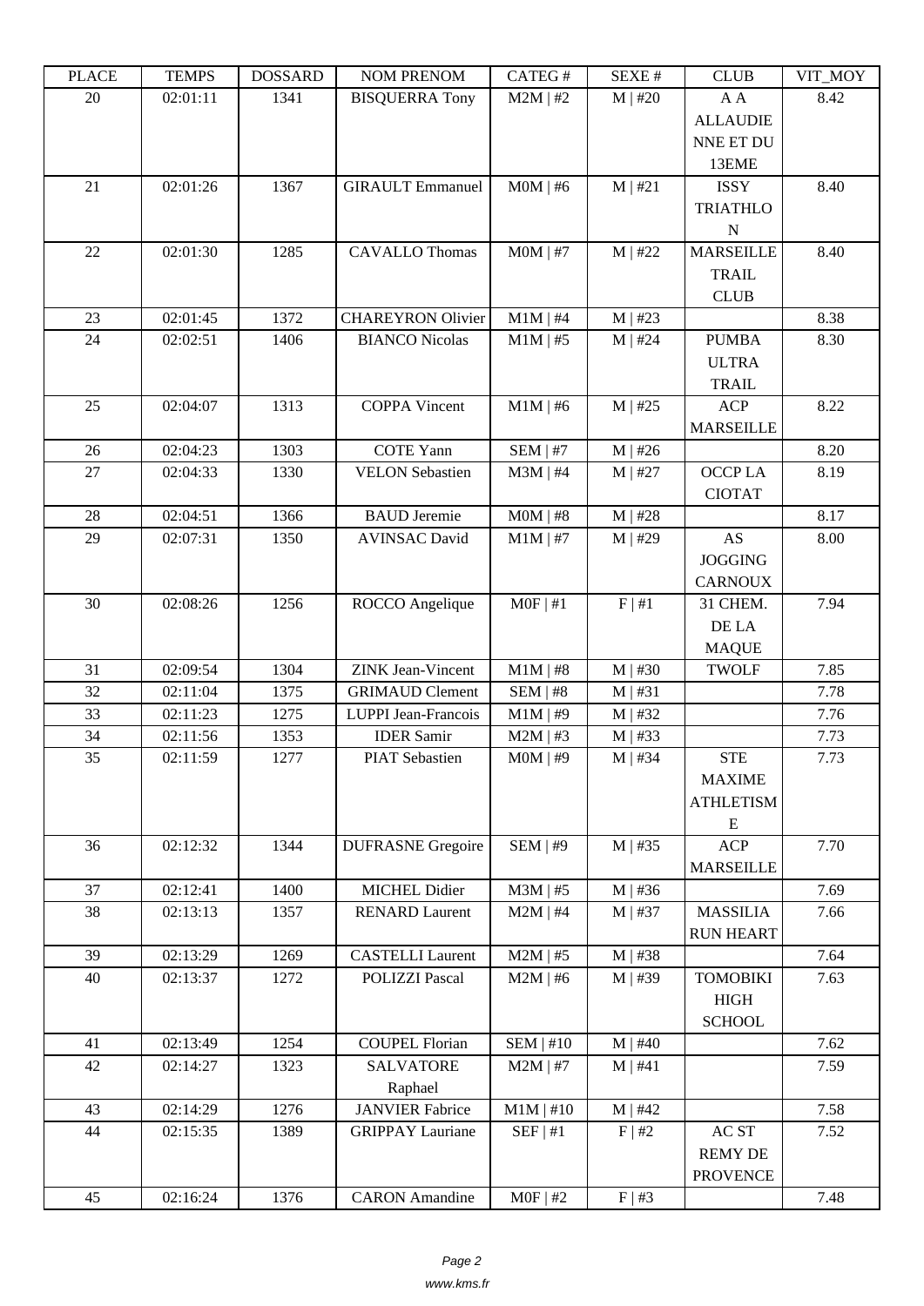| PLACE | TEMPS | DOSSARD | NOM PRENOM | CATEG # | SEXE # | CLUB | VIT_MOY |
|---|---|---|---|---|---|---|---|
| 20 | 02:01:11 | 1341 | BISQUERRA Tony | M2M \| #2 | M \| #20 | A A ALLAUDIENNE ET DU 13EME | 8.42 |
| 21 | 02:01:26 | 1367 | GIRAULT Emmanuel | M0M \| #6 | M \| #21 | ISSY TRIATHLON | 8.40 |
| 22 | 02:01:30 | 1285 | CAVALLO Thomas | M0M \| #7 | M \| #22 | MARSEILLE TRAIL CLUB | 8.40 |
| 23 | 02:01:45 | 1372 | CHAREYRON Olivier | M1M \| #4 | M \| #23 | | 8.38 |
| 24 | 02:02:51 | 1406 | BIANCO Nicolas | M1M \| #5 | M \| #24 | PUMBA ULTRA TRAIL | 8.30 |
| 25 | 02:04:07 | 1313 | COPPA Vincent | M1M \| #6 | M \| #25 | ACP MARSEILLE | 8.22 |
| 26 | 02:04:23 | 1303 | COTE Yann | SEM \| #7 | M \| #26 | | 8.20 |
| 27 | 02:04:33 | 1330 | VELON Sebastien | M3M \| #4 | M \| #27 | OCCP LA CIOTAT | 8.19 |
| 28 | 02:04:51 | 1366 | BAUD Jeremie | M0M \| #8 | M \| #28 | | 8.17 |
| 29 | 02:07:31 | 1350 | AVINSAC David | M1M \| #7 | M \| #29 | AS JOGGING CARNOUX | 8.00 |
| 30 | 02:08:26 | 1256 | ROCCO Angelique | M0F \| #1 | F \| #1 | 31 CHEM. DE LA MAQUE | 7.94 |
| 31 | 02:09:54 | 1304 | ZINK Jean-Vincent | M1M \| #8 | M \| #30 | TWOLF | 7.85 |
| 32 | 02:11:04 | 1375 | GRIMAUD Clement | SEM \| #8 | M \| #31 | | 7.78 |
| 33 | 02:11:23 | 1275 | LUPPI Jean-Francois | M1M \| #9 | M \| #32 | | 7.76 |
| 34 | 02:11:56 | 1353 | IDER Samir | M2M \| #3 | M \| #33 | | 7.73 |
| 35 | 02:11:59 | 1277 | PIAT Sebastien | M0M \| #9 | M \| #34 | STE MAXIME ATHLETISME | 7.73 |
| 36 | 02:12:32 | 1344 | DUFRASNE Gregoire | SEM \| #9 | M \| #35 | ACP MARSEILLE | 7.70 |
| 37 | 02:12:41 | 1400 | MICHEL Didier | M3M \| #5 | M \| #36 | | 7.69 |
| 38 | 02:13:13 | 1357 | RENARD Laurent | M2M \| #4 | M \| #37 | MASSILIA RUN HEART | 7.66 |
| 39 | 02:13:29 | 1269 | CASTELLI Laurent | M2M \| #5 | M \| #38 | | 7.64 |
| 40 | 02:13:37 | 1272 | POLIZZI Pascal | M2M \| #6 | M \| #39 | TOMOBIKI HIGH SCHOOL | 7.63 |
| 41 | 02:13:49 | 1254 | COUPEL Florian | SEM \| #10 | M \| #40 | | 7.62 |
| 42 | 02:14:27 | 1323 | SALVATORE Raphael | M2M \| #7 | M \| #41 | | 7.59 |
| 43 | 02:14:29 | 1276 | JANVIER Fabrice | M1M \| #10 | M \| #42 | | 7.58 |
| 44 | 02:15:35 | 1389 | GRIPPAY Lauriane | SEF \| #1 | F \| #2 | AC ST REMY DE PROVENCE | 7.52 |
| 45 | 02:16:24 | 1376 | CARON Amandine | M0F \| #2 | F \| #3 | | 7.48 |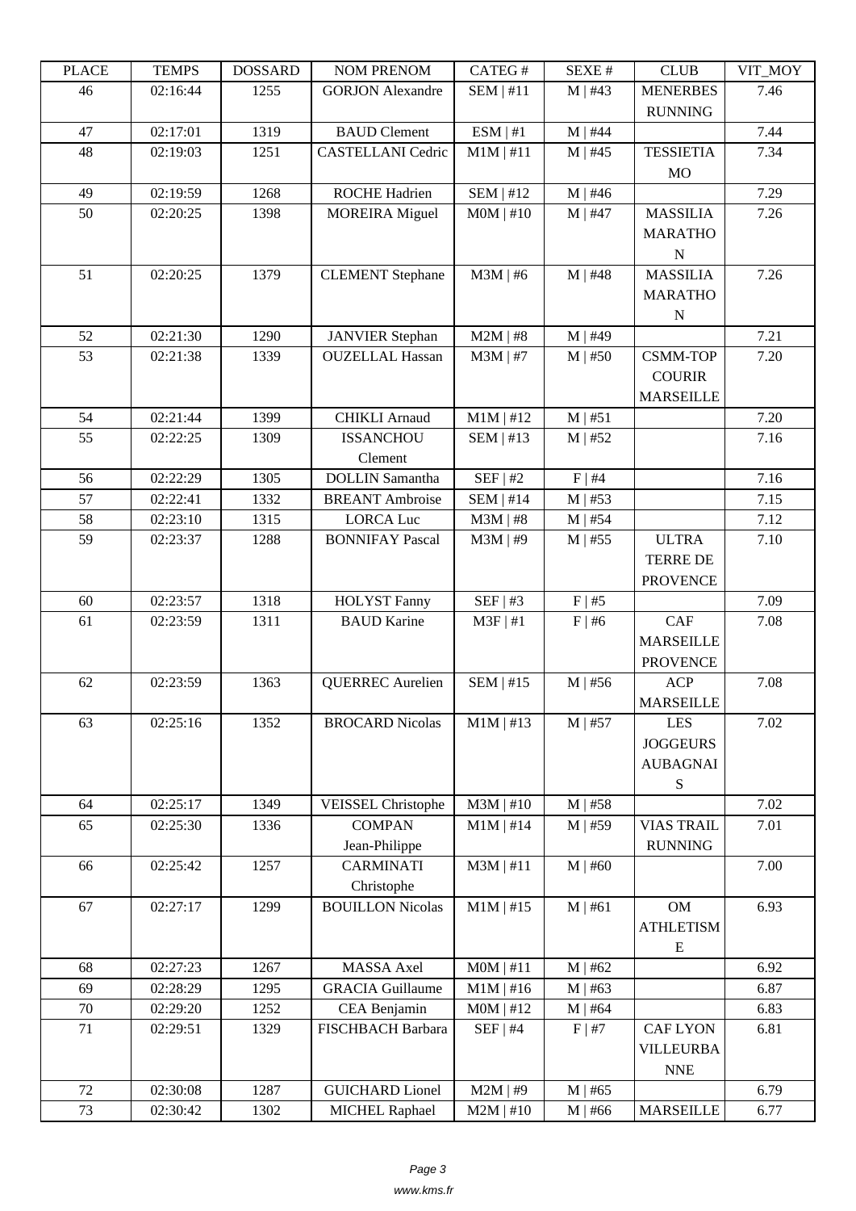| PLACE | TEMPS | DOSSARD | NOM PRENOM | CATEG # | SEXE # | CLUB | VIT_MOY |
|---|---|---|---|---|---|---|---|
| 46 | 02:16:44 | 1255 | GORJON Alexandre | SEM \| #11 | M \| #43 | MENERBES RUNNING | 7.46 |
| 47 | 02:17:01 | 1319 | BAUD Clement | ESM \| #1 | M \| #44 | | 7.44 |
| 48 | 02:19:03 | 1251 | CASTELLANI Cedric | M1M \| #11 | M \| #45 | TESSIETIA MO | 7.34 |
| 49 | 02:19:59 | 1268 | ROCHE Hadrien | SEM \| #12 | M \| #46 | | 7.29 |
| 50 | 02:20:25 | 1398 | MOREIRA Miguel | M0M \| #10 | M \| #47 | MASSILIA MARATHO N | 7.26 |
| 51 | 02:20:25 | 1379 | CLEMENT Stephane | M3M \| #6 | M \| #48 | MASSILIA MARATHO N | 7.26 |
| 52 | 02:21:30 | 1290 | JANVIER Stephan | M2M \| #8 | M \| #49 | | 7.21 |
| 53 | 02:21:38 | 1339 | OUZELLAL Hassan | M3M \| #7 | M \| #50 | CSMM-TOP COURIR MARSEILLE | 7.20 |
| 54 | 02:21:44 | 1399 | CHIKLI Arnaud | M1M \| #12 | M \| #51 | | 7.20 |
| 55 | 02:22:25 | 1309 | ISSANCHOU Clement | SEM \| #13 | M \| #52 | | 7.16 |
| 56 | 02:22:29 | 1305 | DOLLIN Samantha | SEF \| #2 | F \| #4 | | 7.16 |
| 57 | 02:22:41 | 1332 | BREANT Ambroise | SEM \| #14 | M \| #53 | | 7.15 |
| 58 | 02:23:10 | 1315 | LORCA Luc | M3M \| #8 | M \| #54 | | 7.12 |
| 59 | 02:23:37 | 1288 | BONNIFAY Pascal | M3M \| #9 | M \| #55 | ULTRA TERRE DE PROVENCE | 7.10 |
| 60 | 02:23:57 | 1318 | HOLYST Fanny | SEF \| #3 | F \| #5 | | 7.09 |
| 61 | 02:23:59 | 1311 | BAUD Karine | M3F \| #1 | F \| #6 | CAF MARSEILLE PROVENCE | 7.08 |
| 62 | 02:23:59 | 1363 | QUERREC Aurelien | SEM \| #15 | M \| #56 | ACP MARSEILLE | 7.08 |
| 63 | 02:25:16 | 1352 | BROCARD Nicolas | M1M \| #13 | M \| #57 | LES JOGGEURS AUBAGNAI S | 7.02 |
| 64 | 02:25:17 | 1349 | VEISSEL Christophe | M3M \| #10 | M \| #58 | | 7.02 |
| 65 | 02:25:30 | 1336 | COMPAN Jean-Philippe | M1M \| #14 | M \| #59 | VIAS TRAIL RUNNING | 7.01 |
| 66 | 02:25:42 | 1257 | CARMINATI Christophe | M3M \| #11 | M \| #60 | | 7.00 |
| 67 | 02:27:17 | 1299 | BOUILLON Nicolas | M1M \| #15 | M \| #61 | OM ATHLETISM E | 6.93 |
| 68 | 02:27:23 | 1267 | MASSA Axel | M0M \| #11 | M \| #62 | | 6.92 |
| 69 | 02:28:29 | 1295 | GRACIA Guillaume | M1M \| #16 | M \| #63 | | 6.87 |
| 70 | 02:29:20 | 1252 | CEA Benjamin | M0M \| #12 | M \| #64 | | 6.83 |
| 71 | 02:29:51 | 1329 | FISCHBACH Barbara | SEF \| #4 | F \| #7 | CAF LYON VILLEURBA NNE | 6.81 |
| 72 | 02:30:08 | 1287 | GUICHARD Lionel | M2M \| #9 | M \| #65 | | 6.79 |
| 73 | 02:30:42 | 1302 | MICHEL Raphael | M2M \| #10 | M \| #66 | MARSEILLE | 6.77 |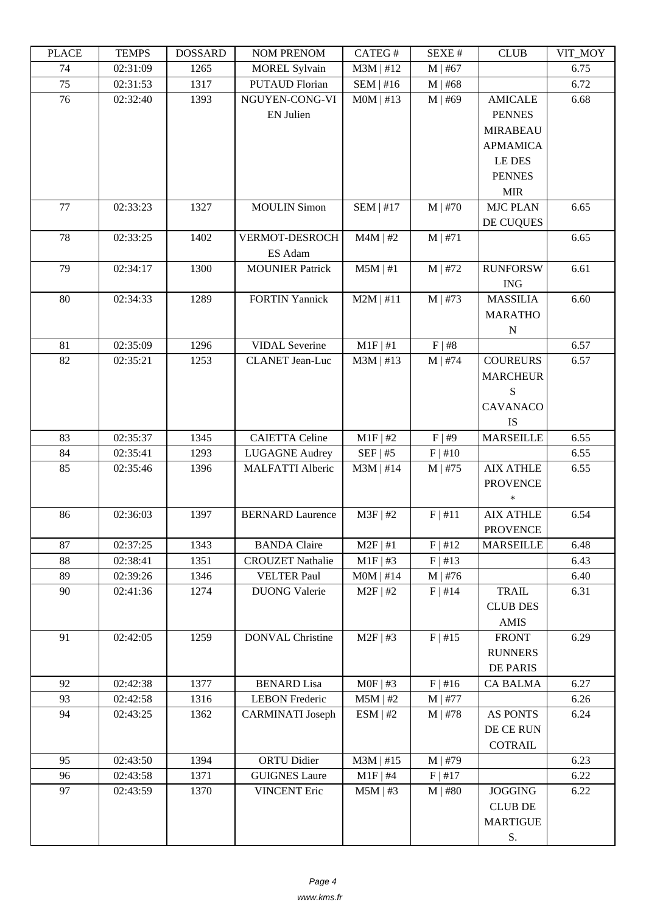| PLACE | TEMPS | DOSSARD | NOM PRENOM | CATEG # | SEXE # | CLUB | VIT_MOY |
|---|---|---|---|---|---|---|---|
| 74 | 02:31:09 | 1265 | MOREL Sylvain | M3M \| #12 | M \| #67 | | 6.75 |
| 75 | 02:31:53 | 1317 | PUTAUD Florian | SEM \| #16 | M \| #68 | | 6.72 |
| 76 | 02:32:40 | 1393 | NGUYEN-CONG-VIEN Julien | M0M \| #13 | M \| #69 | AMICALE PENNES MIRABEAU APMAMICALE DES PENNES MIR | 6.68 |
| 77 | 02:33:23 | 1327 | MOULIN Simon | SEM \| #17 | M \| #70 | MJC PLAN DE CUQUES | 6.65 |
| 78 | 02:33:25 | 1402 | VERMOT-DESROCHES Adam | M4M \| #2 | M \| #71 | | 6.65 |
| 79 | 02:34:17 | 1300 | MOUNIER Patrick | M5M \| #1 | M \| #72 | RUNFORSWING | 6.61 |
| 80 | 02:34:33 | 1289 | FORTIN Yannick | M2M \| #11 | M \| #73 | MASSILIA MARATHON | 6.60 |
| 81 | 02:35:09 | 1296 | VIDAL Severine | M1F \| #1 | F \| #8 | | 6.57 |
| 82 | 02:35:21 | 1253 | CLANET Jean-Luc | M3M \| #13 | M \| #74 | COUREURS MARCHEURS CAVANACOIS | 6.57 |
| 83 | 02:35:37 | 1345 | CAIETTA Celine | M1F \| #2 | F \| #9 | MARSEILLE | 6.55 |
| 84 | 02:35:41 | 1293 | LUGAGNE Audrey | SEF \| #5 | F \| #10 | | 6.55 |
| 85 | 02:35:46 | 1396 | MALFATTI Alberic | M3M \| #14 | M \| #75 | AIX ATHLE PROVENCE * | 6.55 |
| 86 | 02:36:03 | 1397 | BERNARD Laurence | M3F \| #2 | F \| #11 | AIX ATHLE PROVENCE | 6.54 |
| 87 | 02:37:25 | 1343 | BANDA Claire | M2F \| #1 | F \| #12 | MARSEILLE | 6.48 |
| 88 | 02:38:41 | 1351 | CROUZET Nathalie | M1F \| #3 | F \| #13 | | 6.43 |
| 89 | 02:39:26 | 1346 | VELTER Paul | M0M \| #14 | M \| #76 | | 6.40 |
| 90 | 02:41:36 | 1274 | DUONG Valerie | M2F \| #2 | F \| #14 | TRAIL CLUB DES AMIS | 6.31 |
| 91 | 02:42:05 | 1259 | DONVAL Christine | M2F \| #3 | F \| #15 | FRONT RUNNERS DE PARIS | 6.29 |
| 92 | 02:42:38 | 1377 | BENARD Lisa | M0F \| #3 | F \| #16 | CA BALMA | 6.27 |
| 93 | 02:42:58 | 1316 | LEBON Frederic | M5M \| #2 | M \| #77 | | 6.26 |
| 94 | 02:43:25 | 1362 | CARMINATI Joseph | ESM \| #2 | M \| #78 | AS PONTS DE CE RUN COTRAIL | 6.24 |
| 95 | 02:43:50 | 1394 | ORTU Didier | M3M \| #15 | M \| #79 | | 6.23 |
| 96 | 02:43:58 | 1371 | GUIGNES Laure | M1F \| #4 | F \| #17 | | 6.22 |
| 97 | 02:43:59 | 1370 | VINCENT Eric | M5M \| #3 | M \| #80 | JOGGING CLUB DE MARTIGUES. | 6.22 |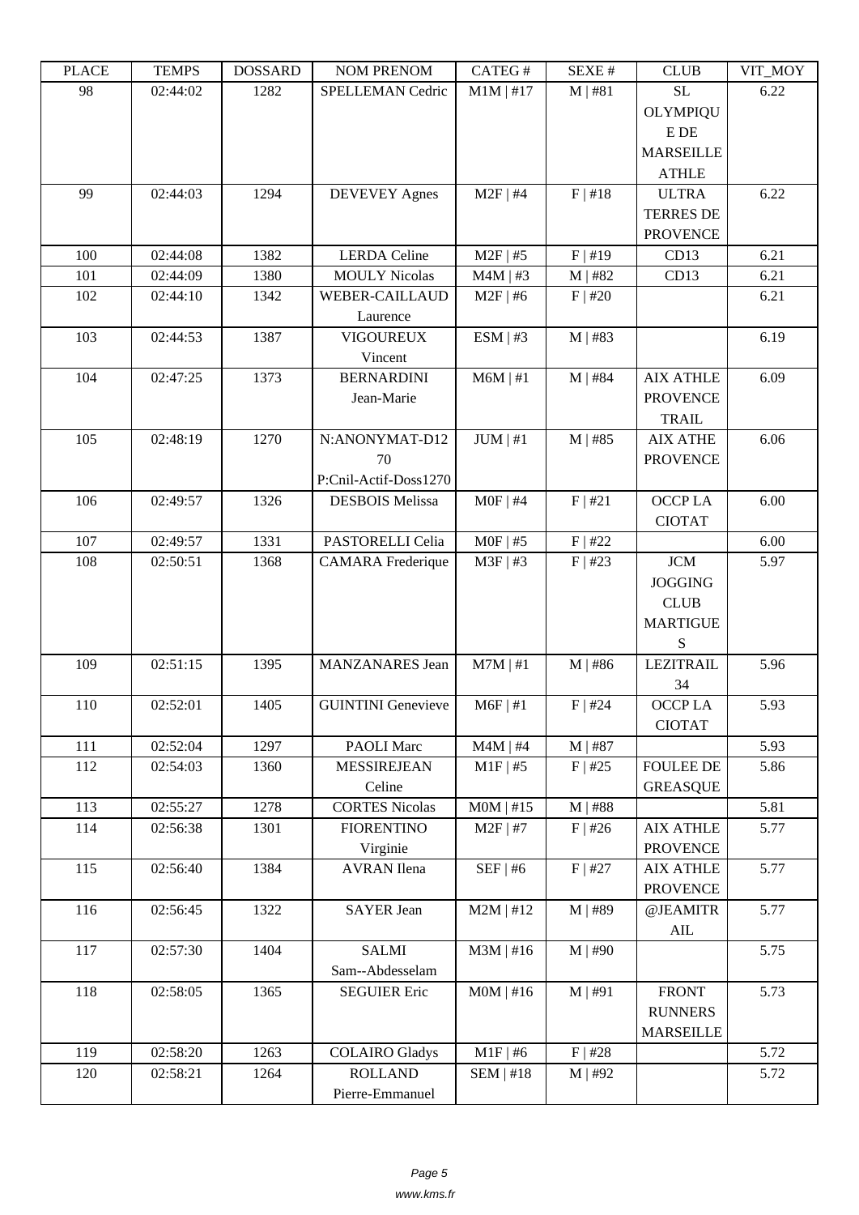| PLACE | TEMPS | DOSSARD | NOM PRENOM | CATEG # | SEXE # | CLUB | VIT_MOY |
|---|---|---|---|---|---|---|---|
| 98 | 02:44:02 | 1282 | SPELLEMAN Cedric | M1M \| #17 | M \| #81 | SL OLYMPIQUE DE MARSEILLE ATHLE | 6.22 |
| 99 | 02:44:03 | 1294 | DEVEVEY Agnes | M2F \| #4 | F \| #18 | ULTRA TERRES DE PROVENCE | 6.22 |
| 100 | 02:44:08 | 1382 | LERDA Celine | M2F \| #5 | F \| #19 | CD13 | 6.21 |
| 101 | 02:44:09 | 1380 | MOULY Nicolas | M4M \| #3 | M \| #82 | CD13 | 6.21 |
| 102 | 02:44:10 | 1342 | WEBER-CAILLAUD Laurence | M2F \| #6 | F \| #20 | | 6.21 |
| 103 | 02:44:53 | 1387 | VIGOUREUX Vincent | ESM \| #3 | M \| #83 | | 6.19 |
| 104 | 02:47:25 | 1373 | BERNARDINI Jean-Marie | M6M \| #1 | M \| #84 | AIX ATHLE PROVENCE TRAIL | 6.09 |
| 105 | 02:48:19 | 1270 | N:ANONYMAT-D1270 P:Cnil-Actif-Doss1270 | JUM \| #1 | M \| #85 | AIX ATHE PROVENCE | 6.06 |
| 106 | 02:49:57 | 1326 | DESBOIS Melissa | M0F \| #4 | F \| #21 | OCCP LA CIOTAT | 6.00 |
| 107 | 02:49:57 | 1331 | PASTORELLI Celia | M0F \| #5 | F \| #22 | | 6.00 |
| 108 | 02:50:51 | 1368 | CAMARA Frederique | M3F \| #3 | F \| #23 | JCM JOGGING CLUB MARTIGUES | 5.97 |
| 109 | 02:51:15 | 1395 | MANZANARES Jean | M7M \| #1 | M \| #86 | LEZITRAIL 34 | 5.96 |
| 110 | 02:52:01 | 1405 | GUINTINI Genevieve | M6F \| #1 | F \| #24 | OCCP LA CIOTAT | 5.93 |
| 111 | 02:52:04 | 1297 | PAOLI Marc | M4M \| #4 | M \| #87 | | 5.93 |
| 112 | 02:54:03 | 1360 | MESSIREJEAN Celine | M1F \| #5 | F \| #25 | FOULEE DE GREASQUE | 5.86 |
| 113 | 02:55:27 | 1278 | CORTES Nicolas | M0M \| #15 | M \| #88 | | 5.81 |
| 114 | 02:56:38 | 1301 | FIORENTINO Virginie | M2F \| #7 | F \| #26 | AIX ATHLE PROVENCE | 5.77 |
| 115 | 02:56:40 | 1384 | AVRAN Ilena | SEF \| #6 | F \| #27 | AIX ATHLE PROVENCE | 5.77 |
| 116 | 02:56:45 | 1322 | SAYER Jean | M2M \| #12 | M \| #89 | @JEAMITRAIL | 5.77 |
| 117 | 02:57:30 | 1404 | SALMI Sam--Abdesselam | M3M \| #16 | M \| #90 | | 5.75 |
| 118 | 02:58:05 | 1365 | SEGUIER Eric | M0M \| #16 | M \| #91 | FRONT RUNNERS MARSEILLE | 5.73 |
| 119 | 02:58:20 | 1263 | COLAIRO Gladys | M1F \| #6 | F \| #28 | | 5.72 |
| 120 | 02:58:21 | 1264 | ROLLAND Pierre-Emmanuel | SEM \| #18 | M \| #92 | | 5.72 |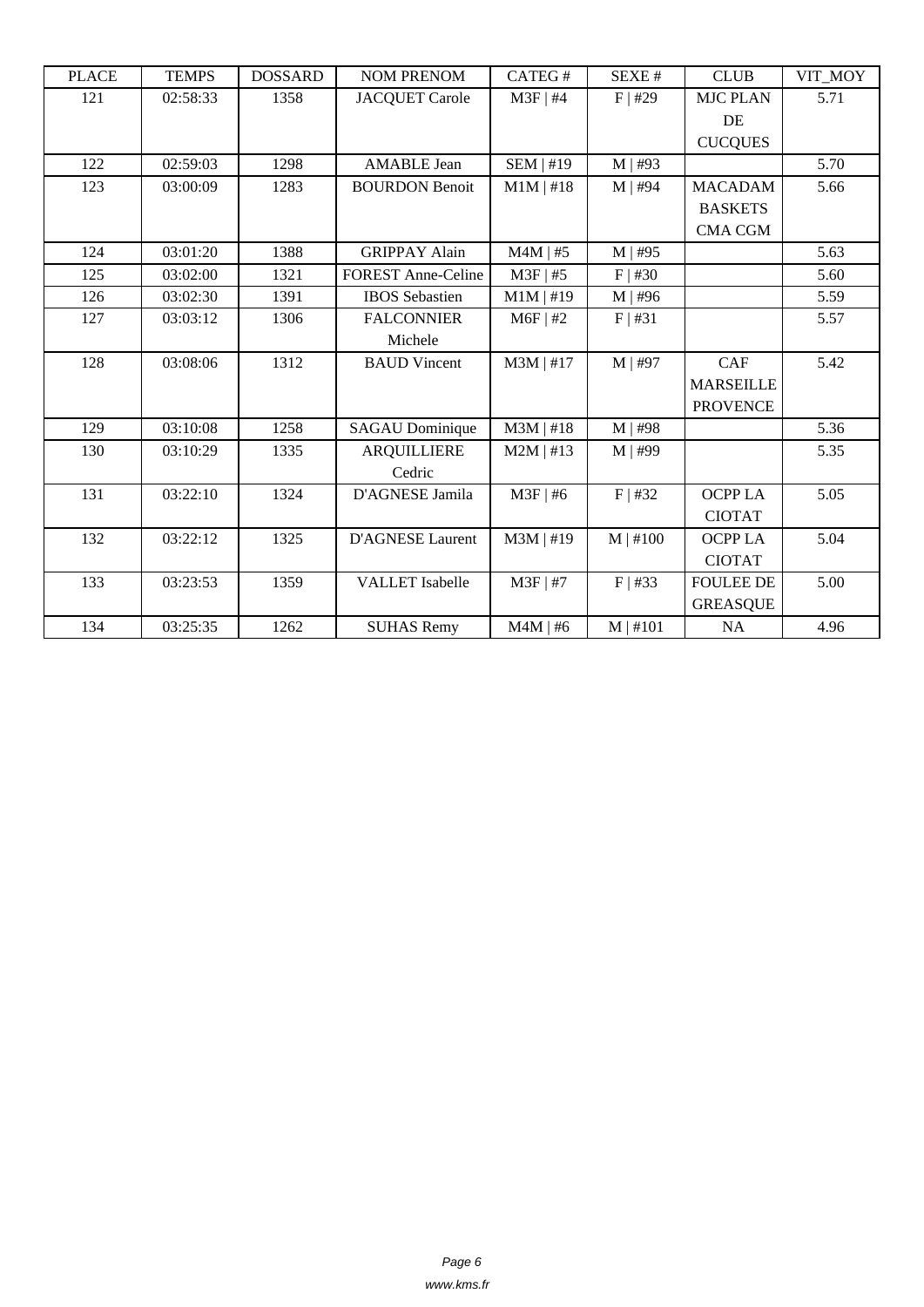| PLACE | TEMPS | DOSSARD | NOM PRENOM | CATEG # | SEXE # | CLUB | VIT_MOY |
|---|---|---|---|---|---|---|---|
| 121 | 02:58:33 | 1358 | JACQUET Carole | M3F \| #4 | F \| #29 | MJC PLAN DE CUCQUES | 5.71 |
| 122 | 02:59:03 | 1298 | AMABLE Jean | SEM \| #19 | M \| #93 | | 5.70 |
| 123 | 03:00:09 | 1283 | BOURDON Benoit | M1M \| #18 | M \| #94 | MACADAM BASKETS CMA CGM | 5.66 |
| 124 | 03:01:20 | 1388 | GRIPPAY Alain | M4M \| #5 | M \| #95 | | 5.63 |
| 125 | 03:02:00 | 1321 | FOREST Anne-Celine | M3F \| #5 | F \| #30 | | 5.60 |
| 126 | 03:02:30 | 1391 | IBOS Sebastien | M1M \| #19 | M \| #96 | | 5.59 |
| 127 | 03:03:12 | 1306 | FALCONNIER Michele | M6F \| #2 | F \| #31 | | 5.57 |
| 128 | 03:08:06 | 1312 | BAUD Vincent | M3M \| #17 | M \| #97 | CAF MARSEILLE PROVENCE | 5.42 |
| 129 | 03:10:08 | 1258 | SAGAU Dominique | M3M \| #18 | M \| #98 | | 5.36 |
| 130 | 03:10:29 | 1335 | ARQUILLIERE Cedric | M2M \| #13 | M \| #99 | | 5.35 |
| 131 | 03:22:10 | 1324 | D'AGNESE Jamila | M3F \| #6 | F \| #32 | OCPP LA CIOTAT | 5.05 |
| 132 | 03:22:12 | 1325 | D'AGNESE Laurent | M3M \| #19 | M \| #100 | OCPP LA CIOTAT | 5.04 |
| 133 | 03:23:53 | 1359 | VALLET Isabelle | M3F \| #7 | F \| #33 | FOULEE DE GREASQUE | 5.00 |
| 134 | 03:25:35 | 1262 | SUHAS Remy | M4M \| #6 | M \| #101 | NA | 4.96 |

www.kms.fr